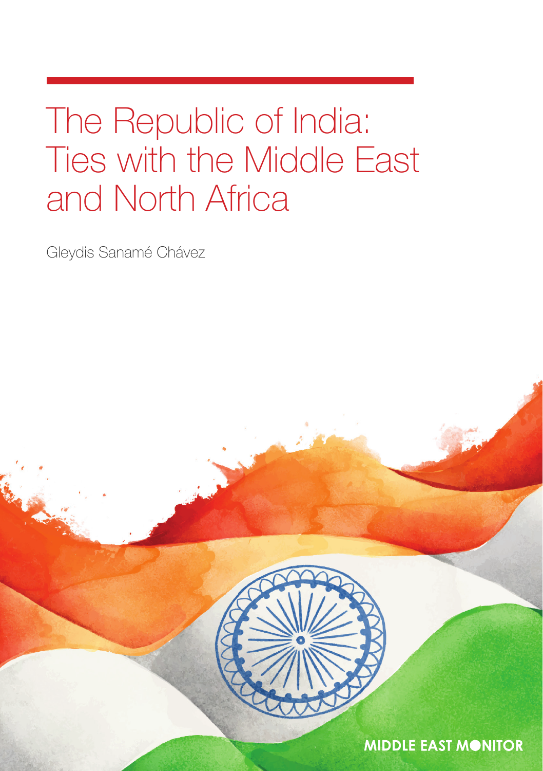# The Republic of India: Ties with the Middle East and North Africa

Gleydis Sanamé Chávez

MIDDLE EAST MONITOR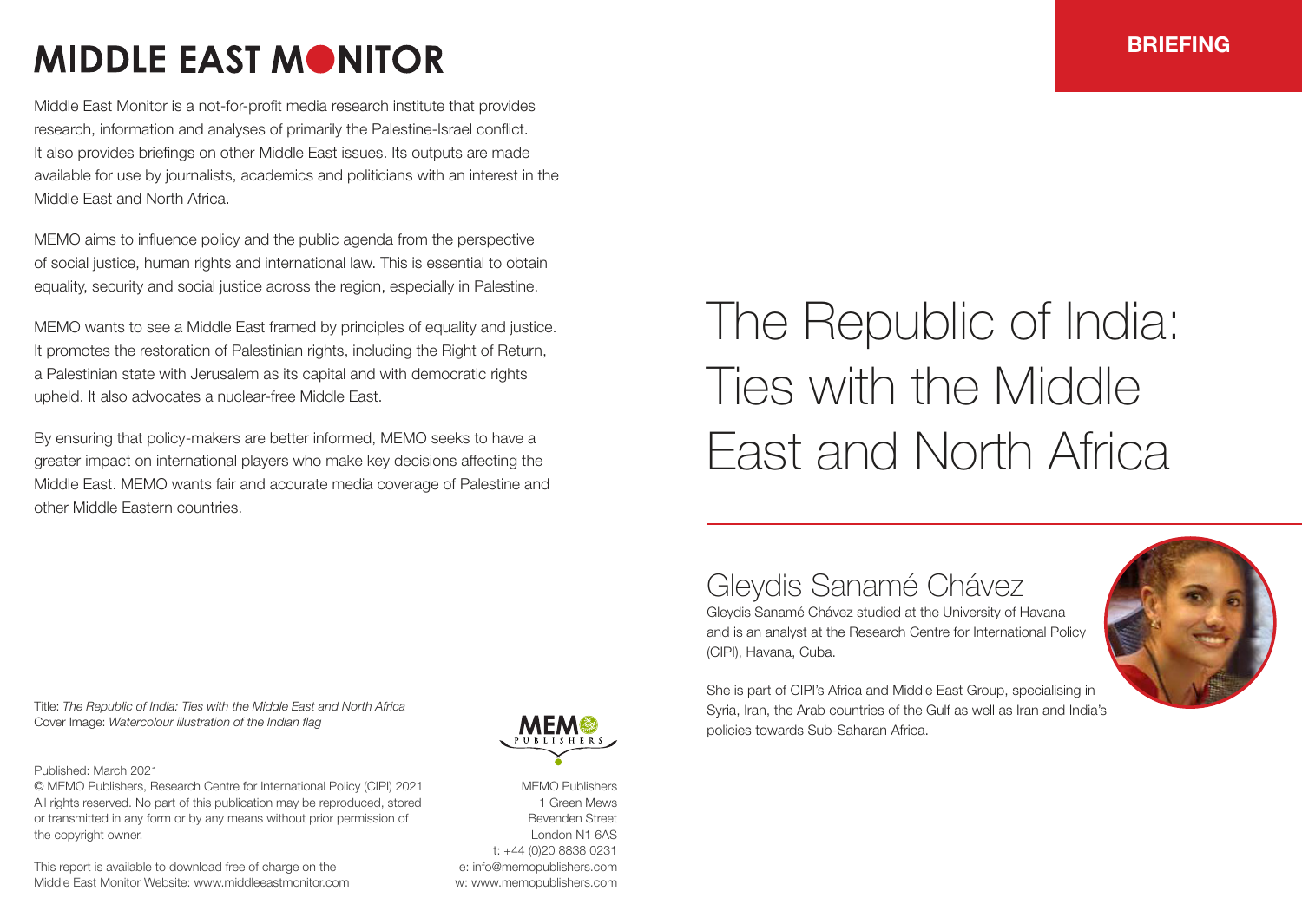# MIDDLE EAST MONITOR

Middle East Monitor is a not-for-profit media research institute that provides research, information and analyses of primarily the Palestine-Israel conflict. It also provides briefings on other Middle East issues. Its outputs are made available for use by journalists, academics and politicians with an interest in the Middle East and North Africa.

MEMO aims to influence policy and the public agenda from the perspective of social justice, human rights and international law. This is essential to obtain equality, security and social justice across the region, especially in Palestine.

MEMO wants to see a Middle East framed by principles of equality and justice. It promotes the restoration of Palestinian rights, including the Right of Return, a Palestinian state with Jerusalem as its capital and with democratic rights upheld. It also advocates a nuclear-free Middle East.

By ensuring that policy-makers are better informed, MEMO seeks to have a greater impact on international players who make key decisions affecting the Middle East. MEMO wants fair and accurate media coverage of Palestine and other Middle Eastern countries.

Title: *The Republic of India: Ties with the Middle East and North Africa*
Cover Image: *Watercolour illustration of the Indian flag*

Published: March 2021
© MEMO Publishers, Research Centre for International Policy (CIPI) 2021
All rights reserved. No part of this publication may be reproduced, stored or transmitted in any form or by any means without prior permission of the copyright owner.

This report is available to download free of charge on the Middle East Monitor Website: www.middleeastmonitor.com

MEMO Publishers
1 Green Mews
Bevenden Street
London N1 6AS
t: +44 (0)20 8838 0231
e: info@memopublishers.com
w: www.memopublishers.com

**BRIEFING**

# The Republic of India: Ties with the Middle East and North Africa

## Gleydis Sanamé Chávez

Gleydis Sanamé Chávez studied at the University of Havana and is an analyst at the Research Centre for International Policy (CIPI), Havana, Cuba.

She is part of CIPI's Africa and Middle East Group, specialising in Syria, Iran, the Arab countries of the Gulf as well as Iran and India's policies towards Sub-Saharan Africa.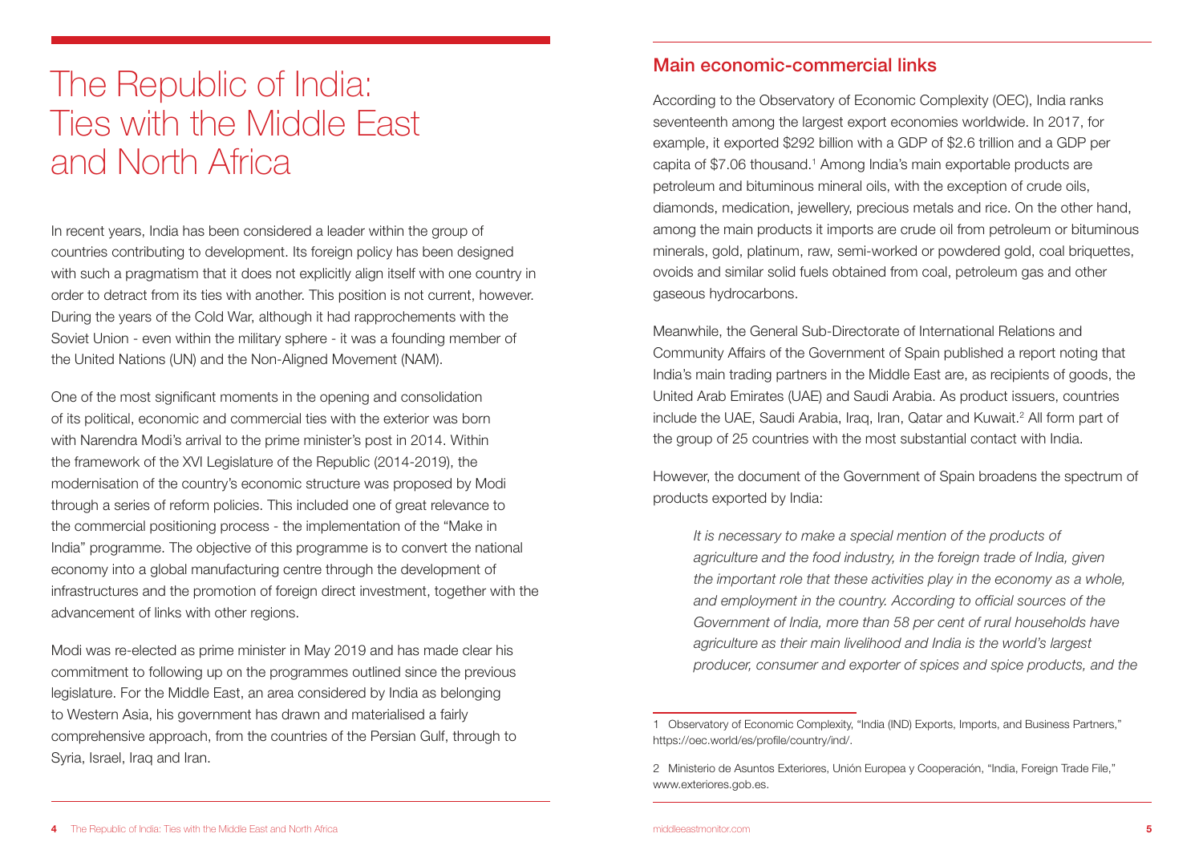# The Republic of India: Ties with the Middle East and North Africa

In recent years, India has been considered a leader within the group of countries contributing to development. Its foreign policy has been designed with such a pragmatism that it does not explicitly align itself with one country in order to detract from its ties with another. This position is not current, however. During the years of the Cold War, although it had rapprochements with the Soviet Union - even within the military sphere - it was a founding member of the United Nations (UN) and the Non-Aligned Movement (NAM).

One of the most significant moments in the opening and consolidation of its political, economic and commercial ties with the exterior was born with Narendra Modi's arrival to the prime minister's post in 2014. Within the framework of the XVI Legislature of the Republic (2014-2019), the modernisation of the country's economic structure was proposed by Modi through a series of reform policies. This included one of great relevance to the commercial positioning process - the implementation of the "Make in India" programme. The objective of this programme is to convert the national economy into a global manufacturing centre through the development of infrastructures and the promotion of foreign direct investment, together with the advancement of links with other regions.

Modi was re-elected as prime minister in May 2019 and has made clear his commitment to following up on the programmes outlined since the previous legislature. For the Middle East, an area considered by India as belonging to Western Asia, his government has drawn and materialised a fairly comprehensive approach, from the countries of the Persian Gulf, through to Syria, Israel, Iraq and Iran.

## Main economic-commercial links

According to the Observatory of Economic Complexity (OEC), India ranks seventeenth among the largest export economies worldwide. In 2017, for example, it exported $292 billion with a GDP of $2.6 trillion and a GDP per capita of $7.06 thousand.[1] Among India's main exportable products are petroleum and bituminous mineral oils, with the exception of crude oils, diamonds, medication, jewellery, precious metals and rice. On the other hand, among the main products it imports are crude oil from petroleum or bituminous minerals, gold, platinum, raw, semi-worked or powdered gold, coal briquettes, ovoids and similar solid fuels obtained from coal, petroleum gas and other gaseous hydrocarbons.

Meanwhile, the General Sub-Directorate of International Relations and Community Affairs of the Government of Spain published a report noting that India's main trading partners in the Middle East are, as recipients of goods, the United Arab Emirates (UAE) and Saudi Arabia. As product issuers, countries include the UAE, Saudi Arabia, Iraq, Iran, Qatar and Kuwait.[2] All form part of the group of 25 countries with the most substantial contact with India.

However, the document of the Government of Spain broadens the spectrum of products exported by India:

> *It is necessary to make a special mention of the products of agriculture and the food industry, in the foreign trade of India, given the important role that these activities play in the economy as a whole, and employment in the country. According to official sources of the Government of India, more than 58 per cent of rural households have agriculture as their main livelihood and India is the world's largest producer, consumer and exporter of spices and spice products, and the*

1 Observatory of Economic Complexity, "India (IND) Exports, Imports, and Business Partners," https://oec.world/es/profile/country/ind/.

2 Ministerio de Asuntos Exteriores, Unión Europea y Cooperación, "India, Foreign Trade File," www.exteriores.gob.es.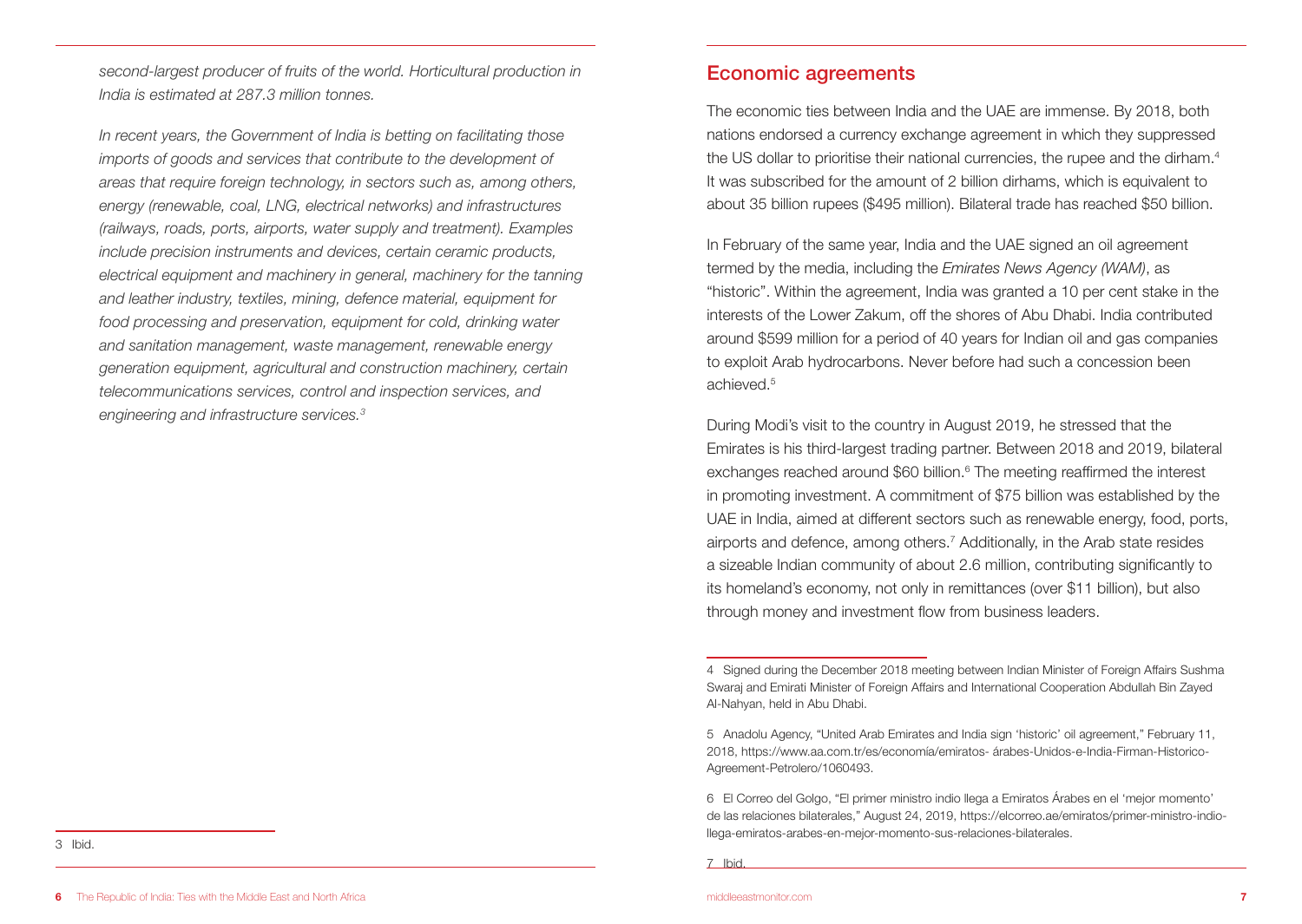*second-largest producer of fruits of the world. Horticultural production in India is estimated at 287.3 million tonnes.*

*In recent years, the Government of India is betting on facilitating those imports of goods and services that contribute to the development of areas that require foreign technology, in sectors such as, among others, energy (renewable, coal, LNG, electrical networks) and infrastructures (railways, roads, ports, airports, water supply and treatment). Examples include precision instruments and devices, certain ceramic products, electrical equipment and machinery in general, machinery for the tanning and leather industry, textiles, mining, defence material, equipment for food processing and preservation, equipment for cold, drinking water and sanitation management, waste management, renewable energy generation equipment, agricultural and construction machinery, certain telecommunications services, control and inspection services, and engineering and infrastructure services.*[3]

3 Ibid.

## Economic agreements

The economic ties between India and the UAE are immense. By 2018, both nations endorsed a currency exchange agreement in which they suppressed the US dollar to prioritise their national currencies, the rupee and the dirham.[4] It was subscribed for the amount of 2 billion dirhams, which is equivalent to about 35 billion rupees ($495 million). Bilateral trade has reached $50 billion.

In February of the same year, India and the UAE signed an oil agreement termed by the media, including the *Emirates News Agency (WAM)*, as "historic". Within the agreement, India was granted a 10 per cent stake in the interests of the Lower Zakum, off the shores of Abu Dhabi. India contributed around $599 million for a period of 40 years for Indian oil and gas companies to exploit Arab hydrocarbons. Never before had such a concession been achieved.[5]

During Modi's visit to the country in August 2019, he stressed that the Emirates is his third-largest trading partner. Between 2018 and 2019, bilateral exchanges reached around $60 billion.[6] The meeting reaffirmed the interest in promoting investment. A commitment of $75 billion was established by the UAE in India, aimed at different sectors such as renewable energy, food, ports, airports and defence, among others.[7] Additionally, in the Arab state resides a sizeable Indian community of about 2.6 million, contributing significantly to its homeland's economy, not only in remittances (over $11 billion), but also through money and investment flow from business leaders.

4 Signed during the December 2018 meeting between Indian Minister of Foreign Affairs Sushma Swaraj and Emirati Minister of Foreign Affairs and International Cooperation Abdullah Bin Zayed Al-Nahyan, held in Abu Dhabi.

5 Anadolu Agency, "United Arab Emirates and India sign 'historic' oil agreement," February 11, 2018, https://www.aa.com.tr/es/economía/emiratos- árabes-Unidos-e-India-Firman-Historico-Agreement-Petrolero/1060493.

6 El Correo del Golgo, "El primer ministro indio llega a Emiratos Árabes en el 'mejor momento' de las relaciones bilaterales," August 24, 2019, https://elcorreo.ae/emiratos/primer-ministro-indio-llega-emiratos-arabes-en-mejor-momento-sus-relaciones-bilaterales.

7 Ibid.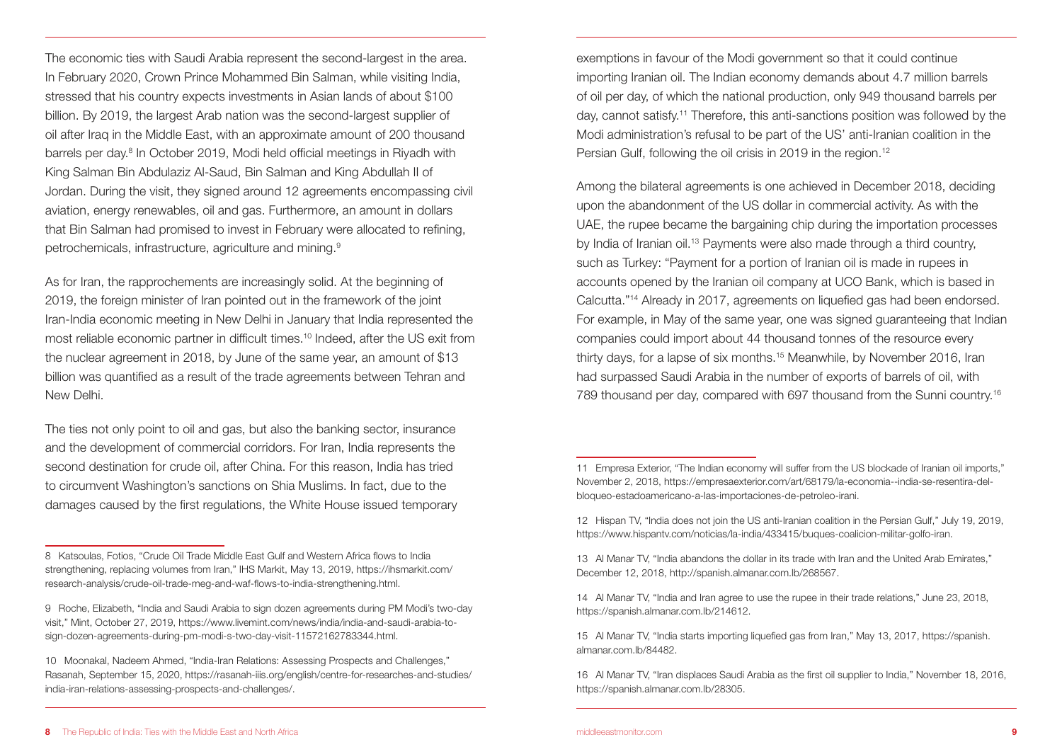The economic ties with Saudi Arabia represent the second-largest in the area. In February 2020, Crown Prince Mohammed Bin Salman, while visiting India, stressed that his country expects investments in Asian lands of about $100 billion. By 2019, the largest Arab nation was the second-largest supplier of oil after Iraq in the Middle East, with an approximate amount of 200 thousand barrels per day.[8] In October 2019, Modi held official meetings in Riyadh with King Salman Bin Abdulaziz Al-Saud, Bin Salman and King Abdullah II of Jordan. During the visit, they signed around 12 agreements encompassing civil aviation, energy renewables, oil and gas. Furthermore, an amount in dollars that Bin Salman had promised to invest in February were allocated to refining, petrochemicals, infrastructure, agriculture and mining.[9]

As for Iran, the rapprochements are increasingly solid. At the beginning of 2019, the foreign minister of Iran pointed out in the framework of the joint Iran-India economic meeting in New Delhi in January that India represented the most reliable economic partner in difficult times.[10] Indeed, after the US exit from the nuclear agreement in 2018, by June of the same year, an amount of $13 billion was quantified as a result of the trade agreements between Tehran and New Delhi.

The ties not only point to oil and gas, but also the banking sector, insurance and the development of commercial corridors. For Iran, India represents the second destination for crude oil, after China. For this reason, India has tried to circumvent Washington's sanctions on Shia Muslims. In fact, due to the damages caused by the first regulations, the White House issued temporary exemptions in favour of the Modi government so that it could continue importing Iranian oil. The Indian economy demands about 4.7 million barrels of oil per day, of which the national production, only 949 thousand barrels per day, cannot satisfy.[11] Therefore, this anti-sanctions position was followed by the Modi administration's refusal to be part of the US' anti-Iranian coalition in the Persian Gulf, following the oil crisis in 2019 in the region.[12]

Among the bilateral agreements is one achieved in December 2018, deciding upon the abandonment of the US dollar in commercial activity. As with the UAE, the rupee became the bargaining chip during the importation processes by India of Iranian oil.[13] Payments were also made through a third country, such as Turkey: "Payment for a portion of Iranian oil is made in rupees in accounts opened by the Iranian oil company at UCO Bank, which is based in Calcutta."[14] Already in 2017, agreements on liquefied gas had been endorsed. For example, in May of the same year, one was signed guaranteeing that Indian companies could import about 44 thousand tonnes of the resource every thirty days, for a lapse of six months.[15] Meanwhile, by November 2016, Iran had surpassed Saudi Arabia in the number of exports of barrels of oil, with 789 thousand per day, compared with 697 thousand from the Sunni country.[16]

---

8 Katsoulas, Fotios, "Crude Oil Trade Middle East Gulf and Western Africa flows to India strengthening, replacing volumes from Iran," IHS Markit, May 13, 2019, https://ihsmarkit.com/research-analysis/crude-oil-trade-meg-and-waf-flows-to-india-strengthening.html.

9 Roche, Elizabeth, "India and Saudi Arabia to sign dozen agreements during PM Modi's two-day visit," Mint, October 27, 2019, https://www.livemint.com/news/india/india-and-saudi-arabia-to-sign-dozen-agreements-during-pm-modi-s-two-day-visit-11572162783344.html.

10 Moonakal, Nadeem Ahmed, "India-Iran Relations: Assessing Prospects and Challenges," Rasanah, September 15, 2020, https://rasanah-iiis.org/english/centre-for-researches-and-studies/india-iran-relations-assessing-prospects-and-challenges/.

11 Empresa Exterior, "The Indian economy will suffer from the US blockade of Iranian oil imports," November 2, 2018, https://empresaexterior.com/art/68179/la-economia--india-se-resentira-del-bloqueo-estadoamericano-a-las-importaciones-de-petroleo-irani.

12 Hispan TV, "India does not join the US anti-Iranian coalition in the Persian Gulf," July 19, 2019, https://www.hispantv.com/noticias/la-india/433415/buques-coalicion-militar-golfo-iran.

13 Al Manar TV, "India abandons the dollar in its trade with Iran and the United Arab Emirates," December 12, 2018, http://spanish.almanar.com.lb/268567.

14 Al Manar TV, "India and Iran agree to use the rupee in their trade relations," June 23, 2018, https://spanish.almanar.com.lb/214612.

15 Al Manar TV, "India starts importing liquefied gas from Iran," May 13, 2017, https://spanish.almanar.com.lb/84482.

16 Al Manar TV, "Iran displaces Saudi Arabia as the first oil supplier to India," November 18, 2016, https://spanish.almanar.com.lb/28305.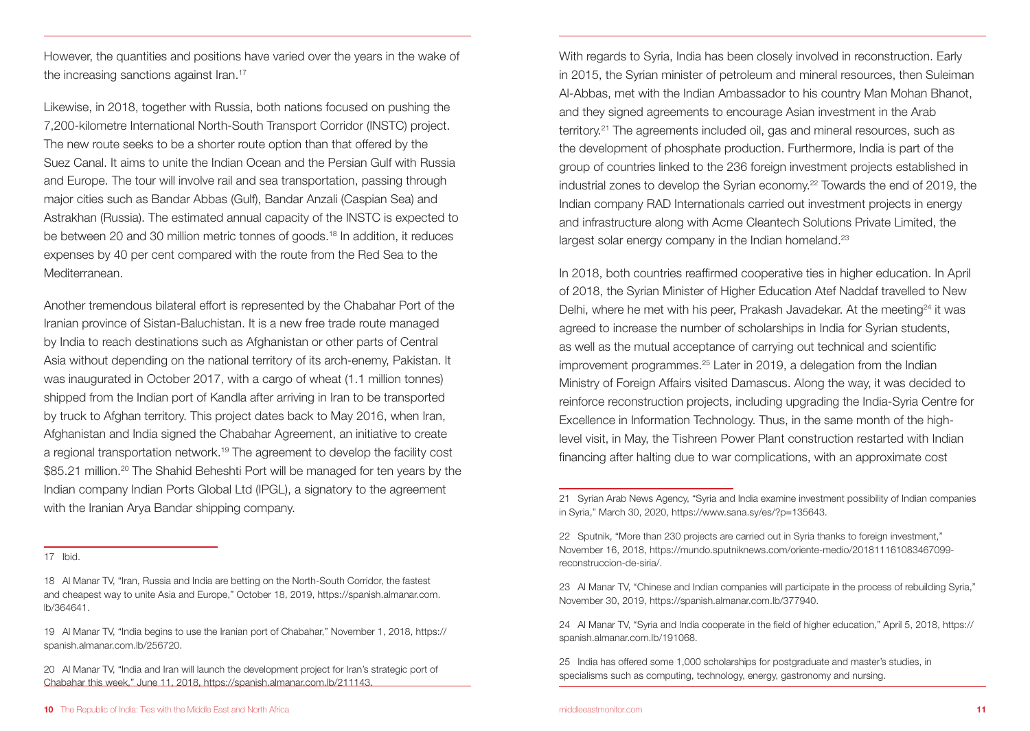However, the quantities and positions have varied over the years in the wake of the increasing sanctions against Iran.[17]

Likewise, in 2018, together with Russia, both nations focused on pushing the 7,200-kilometre International North-South Transport Corridor (INSTC) project. The new route seeks to be a shorter route option than that offered by the Suez Canal. It aims to unite the Indian Ocean and the Persian Gulf with Russia and Europe. The tour will involve rail and sea transportation, passing through major cities such as Bandar Abbas (Gulf), Bandar Anzali (Caspian Sea) and Astrakhan (Russia). The estimated annual capacity of the INSTC is expected to be between 20 and 30 million metric tonnes of goods.[18] In addition, it reduces expenses by 40 per cent compared with the route from the Red Sea to the Mediterranean.

Another tremendous bilateral effort is represented by the Chabahar Port of the Iranian province of Sistan-Baluchistan. It is a new free trade route managed by India to reach destinations such as Afghanistan or other parts of Central Asia without depending on the national territory of its arch-enemy, Pakistan. It was inaugurated in October 2017, with a cargo of wheat (1.1 million tonnes) shipped from the Indian port of Kandla after arriving in Iran to be transported by truck to Afghan territory. This project dates back to May 2016, when Iran, Afghanistan and India signed the Chabahar Agreement, an initiative to create a regional transportation network.[19] The agreement to develop the facility cost $85.21 million.[20] The Shahid Beheshti Port will be managed for ten years by the Indian company Indian Ports Global Ltd (IPGL), a signatory to the agreement with the Iranian Arya Bandar shipping company.

17 Ibid.

18 Al Manar TV, "Iran, Russia and India are betting on the North-South Corridor, the fastest and cheapest way to unite Asia and Europe," October 18, 2019, https://spanish.almanar.com.lb/364641.

19 Al Manar TV, "India begins to use the Iranian port of Chabahar," November 1, 2018, https://spanish.almanar.com.lb/256720.

20 Al Manar TV, "India and Iran will launch the development project for Iran's strategic port of Chabahar this week," June 11, 2018, https://spanish.almanar.com.lb/211143.

With regards to Syria, India has been closely involved in reconstruction. Early in 2015, the Syrian minister of petroleum and mineral resources, then Suleiman Al-Abbas, met with the Indian Ambassador to his country Man Mohan Bhanot, and they signed agreements to encourage Asian investment in the Arab territory.[21] The agreements included oil, gas and mineral resources, such as the development of phosphate production. Furthermore, India is part of the group of countries linked to the 236 foreign investment projects established in industrial zones to develop the Syrian economy.[22] Towards the end of 2019, the Indian company RAD Internationals carried out investment projects in energy and infrastructure along with Acme Cleantech Solutions Private Limited, the largest solar energy company in the Indian homeland.[23]

In 2018, both countries reaffirmed cooperative ties in higher education. In April of 2018, the Syrian Minister of Higher Education Atef Naddaf travelled to New Delhi, where he met with his peer, Prakash Javadekar. At the meeting[24] it was agreed to increase the number of scholarships in India for Syrian students, as well as the mutual acceptance of carrying out technical and scientific improvement programmes.[25] Later in 2019, a delegation from the Indian Ministry of Foreign Affairs visited Damascus. Along the way, it was decided to reinforce reconstruction projects, including upgrading the India-Syria Centre for Excellence in Information Technology. Thus, in the same month of the high-level visit, in May, the Tishreen Power Plant construction restarted with Indian financing after halting due to war complications, with an approximate cost

21 Syrian Arab News Agency, "Syria and India examine investment possibility of Indian companies in Syria," March 30, 2020, https://www.sana.sy/es/?p=135643.

22 Sputnik, "More than 230 projects are carried out in Syria thanks to foreign investment," November 16, 2018, https://mundo.sputniknews.com/oriente-medio/201811161083467099-reconstruccion-de-siria/.

23 Al Manar TV, "Chinese and Indian companies will participate in the process of rebuilding Syria," November 30, 2019, https://spanish.almanar.com.lb/377940.

24 Al Manar TV, "Syria and India cooperate in the field of higher education," April 5, 2018, https://spanish.almanar.com.lb/191068.

25 India has offered some 1,000 scholarships for postgraduate and master's studies, in specialisms such as computing, technology, energy, gastronomy and nursing.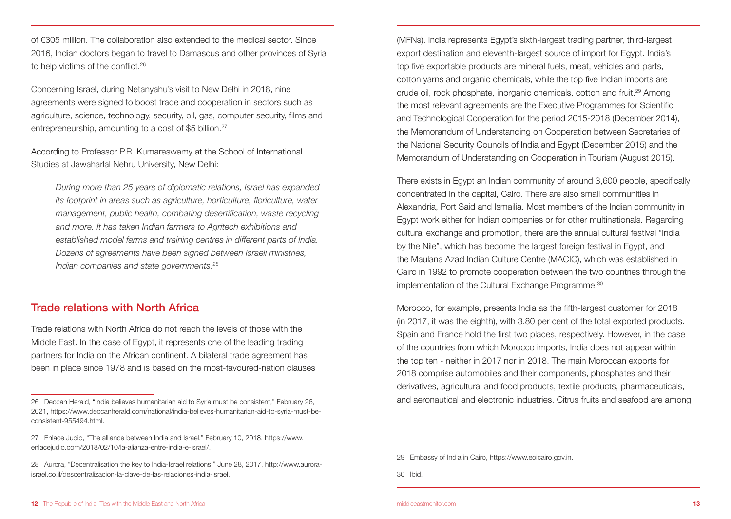of €305 million. The collaboration also extended to the medical sector. Since 2016, Indian doctors began to travel to Damascus and other provinces of Syria to help victims of the conflict.[26]

Concerning Israel, during Netanyahu's visit to New Delhi in 2018, nine agreements were signed to boost trade and cooperation in sectors such as agriculture, science, technology, security, oil, gas, computer security, films and entrepreneurship, amounting to a cost of $5 billion.[27]

According to Professor P.R. Kumaraswamy at the School of International Studies at Jawaharlal Nehru University, New Delhi:

> *During more than 25 years of diplomatic relations, Israel has expanded its footprint in areas such as agriculture, horticulture, floriculture, water management, public health, combating desertification, waste recycling and more. It has taken Indian farmers to Agritech exhibitions and established model farms and training centres in different parts of India. Dozens of agreements have been signed between Israeli ministries, Indian companies and state governments.*[28]

## Trade relations with North Africa

Trade relations with North Africa do not reach the levels of those with the Middle East. In the case of Egypt, it represents one of the leading trading partners for India on the African continent. A bilateral trade agreement has been in place since 1978 and is based on the most-favoured-nation clauses (MFNs). India represents Egypt's sixth-largest trading partner, third-largest export destination and eleventh-largest source of import for Egypt. India's top five exportable products are mineral fuels, meat, vehicles and parts, cotton yarns and organic chemicals, while the top five Indian imports are crude oil, rock phosphate, inorganic chemicals, cotton and fruit.[29] Among the most relevant agreements are the Executive Programmes for Scientific and Technological Cooperation for the period 2015-2018 (December 2014), the Memorandum of Understanding on Cooperation between Secretaries of the National Security Councils of India and Egypt (December 2015) and the Memorandum of Understanding on Cooperation in Tourism (August 2015).

There exists in Egypt an Indian community of around 3,600 people, specifically concentrated in the capital, Cairo. There are also small communities in Alexandria, Port Said and Ismailia. Most members of the Indian community in Egypt work either for Indian companies or for other multinationals. Regarding cultural exchange and promotion, there are the annual cultural festival "India by the Nile", which has become the largest foreign festival in Egypt, and the Maulana Azad Indian Culture Centre (MACIC), which was established in Cairo in 1992 to promote cooperation between the two countries through the implementation of the Cultural Exchange Programme.[30]

Morocco, for example, presents India as the fifth-largest customer for 2018 (in 2017, it was the eighth), with 3.80 per cent of the total exported products. Spain and France hold the first two places, respectively. However, in the case of the countries from which Morocco imports, India does not appear within the top ten - neither in 2017 nor in 2018. The main Moroccan exports for 2018 comprise automobiles and their components, phosphates and their derivatives, agricultural and food products, textile products, pharmaceuticals, and aeronautical and electronic industries. Citrus fruits and seafood are among

---

26 Deccan Herald, "India believes humanitarian aid to Syria must be consistent," February 26, 2021, https://www.deccanherald.com/national/india-believes-humanitarian-aid-to-syria-must-be-consistent-955494.html.

27 Enlace Judio, "The alliance between India and Israel," February 10, 2018, https://www.enlacejudio.com/2018/02/10/la-alianza-entre-india-e-israel/.

28 Aurora, "Decentralisation the key to India-Israel relations," June 28, 2017, http://www.aurora-israel.co.il/descentralizacion-la-clave-de-las-relaciones-india-israel.

29 Embassy of India in Cairo, https://www.eoicairo.gov.in.

30 Ibid.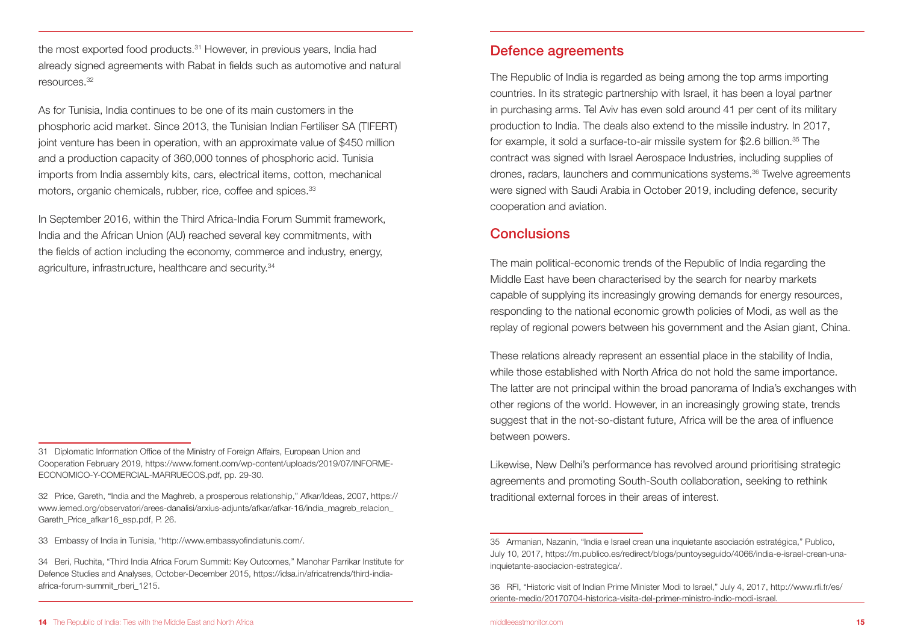the most exported food products.[31] However, in previous years, India had already signed agreements with Rabat in fields such as automotive and natural resources.[32]

As for Tunisia, India continues to be one of its main customers in the phosphoric acid market. Since 2013, the Tunisian Indian Fertiliser SA (TIFERT) joint venture has been in operation, with an approximate value of $450 million and a production capacity of 360,000 tonnes of phosphoric acid. Tunisia imports from India assembly kits, cars, electrical items, cotton, mechanical motors, organic chemicals, rubber, rice, coffee and spices.[33]

In September 2016, within the Third Africa-India Forum Summit framework, India and the African Union (AU) reached several key commitments, with the fields of action including the economy, commerce and industry, energy, agriculture, infrastructure, healthcare and security.[34]

31 Diplomatic Information Office of the Ministry of Foreign Affairs, European Union and Cooperation February 2019, https://www.foment.com/wp-content/uploads/2019/07/INFORME-ECONOMICO-Y-COMERCIAL-MARRUECOS.pdf, pp. 29-30.

32 Price, Gareth, "India and the Maghreb, a prosperous relationship," Afkar/Ideas, 2007, https://www.iemed.org/observatori/arees-danalisi/arxius-adjunts/afkar/afkar-16/india_magreb_relacion_Gareth_Price_afkar16_esp.pdf, P. 26.

33 Embassy of India in Tunisia, "http://www.embassyofindiatunis.com/.

34 Beri, Ruchita, "Third India Africa Forum Summit: Key Outcomes," Manohar Parrikar Institute for Defence Studies and Analyses, October-December 2015, https://idsa.in/africatrends/third-india-africa-forum-summit_rberi_1215.

## Defence agreements

The Republic of India is regarded as being among the top arms importing countries. In its strategic partnership with Israel, it has been a loyal partner in purchasing arms. Tel Aviv has even sold around 41 per cent of its military production to India. The deals also extend to the missile industry. In 2017, for example, it sold a surface-to-air missile system for $2.6 billion.[35] The contract was signed with Israel Aerospace Industries, including supplies of drones, radars, launchers and communications systems.[36] Twelve agreements were signed with Saudi Arabia in October 2019, including defence, security cooperation and aviation.

## Conclusions

The main political-economic trends of the Republic of India regarding the Middle East have been characterised by the search for nearby markets capable of supplying its increasingly growing demands for energy resources, responding to the national economic growth policies of Modi, as well as the replay of regional powers between his government and the Asian giant, China.

These relations already represent an essential place in the stability of India, while those established with North Africa do not hold the same importance. The latter are not principal within the broad panorama of India's exchanges with other regions of the world. However, in an increasingly growing state, trends suggest that in the not-so-distant future, Africa will be the area of influence between powers.

Likewise, New Delhi's performance has revolved around prioritising strategic agreements and promoting South-South collaboration, seeking to rethink traditional external forces in their areas of interest.

35 Armanian, Nazanin, "India e Israel crean una inquietante asociación estratégica," Publico, July 10, 2017, https://m.publico.es/redirect/blogs/puntoyseguido/4066/india-e-israel-crean-una-inquietante-asociacion-estrategica/.

36 RFI, "Historic visit of Indian Prime Minister Modi to Israel," July 4, 2017, http://www.rfi.fr/es/oriente-medio/20170704-historica-visita-del-primer-ministro-indio-modi-israel.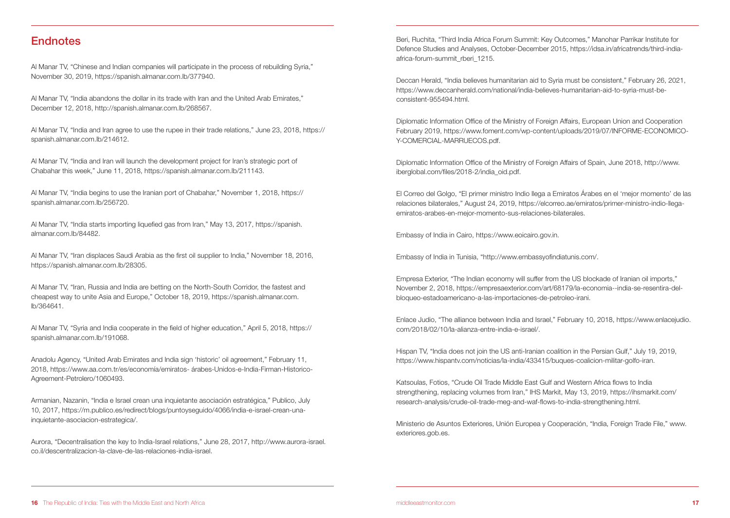## Endnotes

Al Manar TV, "Chinese and Indian companies will participate in the process of rebuilding Syria," November 30, 2019, https://spanish.almanar.com.lb/377940.

Al Manar TV, "India abandons the dollar in its trade with Iran and the United Arab Emirates," December 12, 2018, http://spanish.almanar.com.lb/268567.

Al Manar TV, "India and Iran agree to use the rupee in their trade relations," June 23, 2018, https://spanish.almanar.com.lb/214612.

Al Manar TV, "India and Iran will launch the development project for Iran's strategic port of Chabahar this week," June 11, 2018, https://spanish.almanar.com.lb/211143.

Al Manar TV, "India begins to use the Iranian port of Chabahar," November 1, 2018, https://spanish.almanar.com.lb/256720.

Al Manar TV, "India starts importing liquefied gas from Iran," May 13, 2017, https://spanish.almanar.com.lb/84482.

Al Manar TV, "Iran displaces Saudi Arabia as the first oil supplier to India," November 18, 2016, https://spanish.almanar.com.lb/28305.

Al Manar TV, "Iran, Russia and India are betting on the North-South Corridor, the fastest and cheapest way to unite Asia and Europe," October 18, 2019, https://spanish.almanar.com.lb/364641.

Al Manar TV, "Syria and India cooperate in the field of higher education," April 5, 2018, https://spanish.almanar.com.lb/191068.

Anadolu Agency, "United Arab Emirates and India sign 'historic' oil agreement," February 11, 2018, https://www.aa.com.tr/es/economía/emiratos- árabes-Unidos-e-India-Firman-Historico-Agreement-Petrolero/1060493.

Armanian, Nazanin, "India e Israel crean una inquietante asociación estratégica," Publico, July 10, 2017, https://m.publico.es/redirect/blogs/puntoyseguido/4066/india-e-israel-crean-una-inquietante-asociacion-estrategica/.

Aurora, "Decentralisation the key to India-Israel relations," June 28, 2017, http://www.aurora-israel.co.il/descentralizacion-la-clave-de-las-relaciones-india-israel.

Beri, Ruchita, "Third India Africa Forum Summit: Key Outcomes," Manohar Parrikar Institute for Defence Studies and Analyses, October-December 2015, https://idsa.in/africatrends/third-india-africa-forum-summit_rberi_1215.

Deccan Herald, "India believes humanitarian aid to Syria must be consistent," February 26, 2021, https://www.deccanherald.com/national/india-believes-humanitarian-aid-to-syria-must-be-consistent-955494.html.

Diplomatic Information Office of the Ministry of Foreign Affairs, European Union and Cooperation February 2019, https://www.foment.com/wp-content/uploads/2019/07/INFORME-ECONOMICO-Y-COMERCIAL-MARRUECOS.pdf.

Diplomatic Information Office of the Ministry of Foreign Affairs of Spain, June 2018, http://www.iberglobal.com/files/2018-2/india_oid.pdf.

El Correo del Golgo, "El primer ministro Indio llega a Emiratos Árabes en el 'mejor momento' de las relaciones bilaterales," August 24, 2019, https://elcorreo.ae/emiratos/primer-ministro-indio-llega-emiratos-arabes-en-mejor-momento-sus-relaciones-bilaterales.

Embassy of India in Cairo, https://www.eoicairo.gov.in.

Embassy of India in Tunisia, "http://www.embassyofindiatunis.com/.

Empresa Exterior, "The Indian economy will suffer from the US blockade of Iranian oil imports," November 2, 2018, https://empresaexterior.com/art/68179/la-economia--india-se-resentira-del-bloqueo-estadoamericano-a-las-importaciones-de-petroleo-irani.

Enlace Judio, "The alliance between India and Israel," February 10, 2018, https://www.enlacejudio.com/2018/02/10/la-alianza-entre-india-e-israel/.

Hispan TV, "India does not join the US anti-Iranian coalition in the Persian Gulf," July 19, 2019, https://www.hispantv.com/noticias/la-india/433415/buques-coalicion-militar-golfo-iran.

Katsoulas, Fotios, "Crude Oil Trade Middle East Gulf and Western Africa flows to India strengthening, replacing volumes from Iran," IHS Markit, May 13, 2019, https://ihsmarkit.com/research-analysis/crude-oil-trade-meg-and-waf-flows-to-india-strengthening.html.

Ministerio de Asuntos Exteriores, Unión Europea y Cooperación, "India, Foreign Trade File," www.exteriores.gob.es.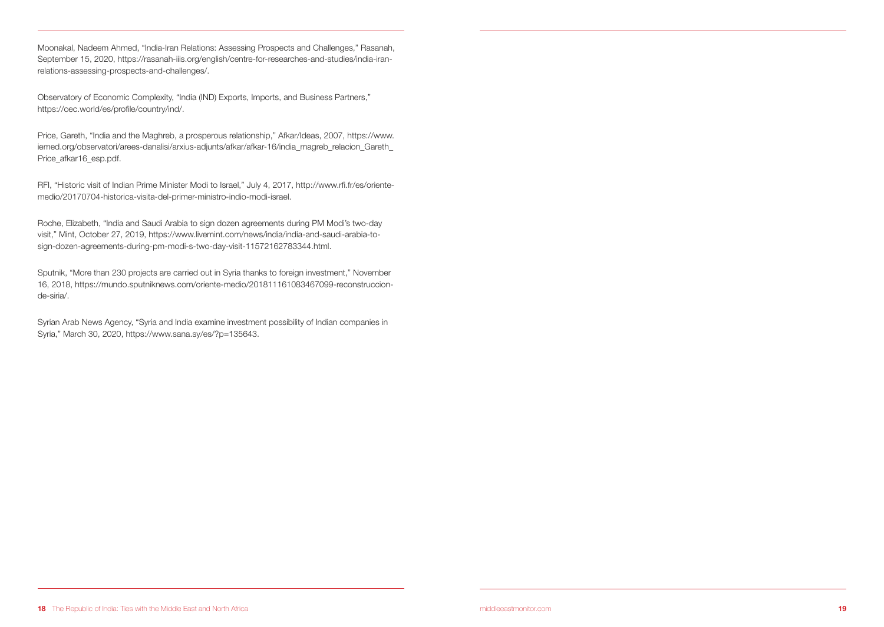Moonakal, Nadeem Ahmed, "India-Iran Relations: Assessing Prospects and Challenges," Rasanah, September 15, 2020, https://rasanah-iiis.org/english/centre-for-researches-and-studies/india-iran-relations-assessing-prospects-and-challenges/.

Observatory of Economic Complexity, "India (IND) Exports, Imports, and Business Partners," https://oec.world/es/profile/country/ind/.

Price, Gareth, "India and the Maghreb, a prosperous relationship," Afkar/Ideas, 2007, https://www.iemed.org/observatori/arees-danalisi/arxius-adjunts/afkar/afkar-16/india_magreb_relacion_Gareth_Price_afkar16_esp.pdf.

RFI, "Historic visit of Indian Prime Minister Modi to Israel," July 4, 2017, http://www.rfi.fr/es/oriente-medio/20170704-historica-visita-del-primer-ministro-indio-modi-israel.

Roche, Elizabeth, "India and Saudi Arabia to sign dozen agreements during PM Modi's two-day visit," Mint, October 27, 2019, https://www.livemint.com/news/india/india-and-saudi-arabia-to-sign-dozen-agreements-during-pm-modi-s-two-day-visit-11572162783344.html.

Sputnik, "More than 230 projects are carried out in Syria thanks to foreign investment," November 16, 2018, https://mundo.sputniknews.com/oriente-medio/201811161083467099-reconstruccion-de-siria/.

Syrian Arab News Agency, "Syria and India examine investment possibility of Indian companies in Syria," March 30, 2020, https://www.sana.sy/es/?p=135643.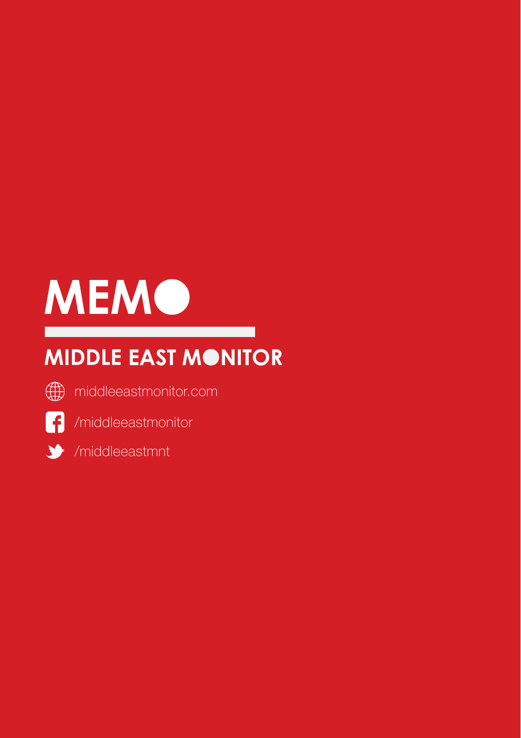# MEMO

## MIDDLE EAST MONITOR

middleeastmonitor.com

/middleeastmonitor

/middleeastmnt